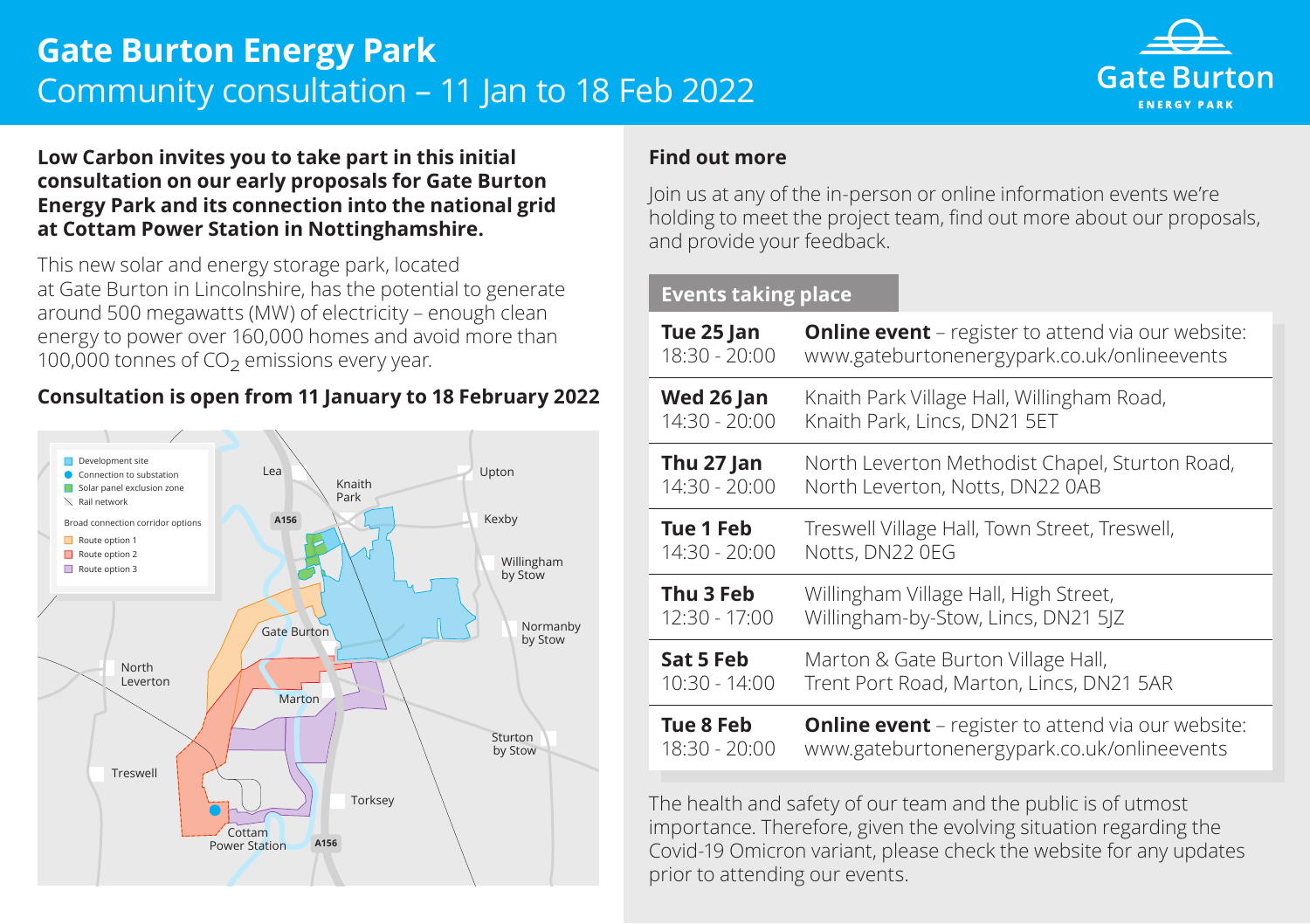# Gate Burton Energy Park

## Community consultation – 11 Jan to 18 Feb 2022

Gate Burton
ENERGY PARK

**Low Carbon invites you to take part in this initial consultation on our early proposals for Gate Burton Energy Park and its connection into the national grid at Cottam Power Station in Nottinghamshire.**

This new solar and energy storage park, located at Gate Burton in Lincolnshire, has the potential to generate around 500 megawatts (MW) of electricity – enough clean energy to power over 160,000 homes and avoid more than 100,000 tonnes of $CO_2$ emissions every year.

### Consultation is open from 11 January to 18 February 2022

- Development site
- Connection to substation
- Solar panel exclusion zone
- Rail network

Broad connection corridor options

- Route option 1
- Route option 2
- Route option 3

Lea, Knaith Park, Upton, Kexby, Willingham by Stow, Normanby by Stow, Gate Burton, North Leverton, Marton, Sturton by Stow, Treswell, Torksey, Cottam Power Station, A156

### Find out more

Join us at any of the in-person or online information events we're holding to meet the project team, find out more about our proposals, and provide your feedback.

### Events taking place

| | |
|---|---|
| **Tue 25 Jan** 18:30 - 20:00 | **Online event** – register to attend via our website: www.gateburtonenergypark.co.uk/onlineevents |
| **Wed 26 Jan** 14:30 - 20:00 | Knaith Park Village Hall, Willingham Road, Knaith Park, Lincs, DN21 5ET |
| **Thu 27 Jan** 14:30 - 20:00 | North Leverton Methodist Chapel, Sturton Road, North Leverton, Notts, DN22 0AB |
| **Tue 1 Feb** 14:30 - 20:00 | Treswell Village Hall, Town Street, Treswell, Notts, DN22 0EG |
| **Thu 3 Feb** 12:30 - 17:00 | Willingham Village Hall, High Street, Willingham-by-Stow, Lincs, DN21 5JZ |
| **Sat 5 Feb** 10:30 - 14:00 | Marton & Gate Burton Village Hall, Trent Port Road, Marton, Lincs, DN21 5AR |
| **Tue 8 Feb** 18:30 - 20:00 | **Online event** – register to attend via our website: www.gateburtonenergypark.co.uk/onlineevents |

The health and safety of our team and the public is of utmost importance. Therefore, given the evolving situation regarding the Covid-19 Omicron variant, please check the website for any updates prior to attending our events.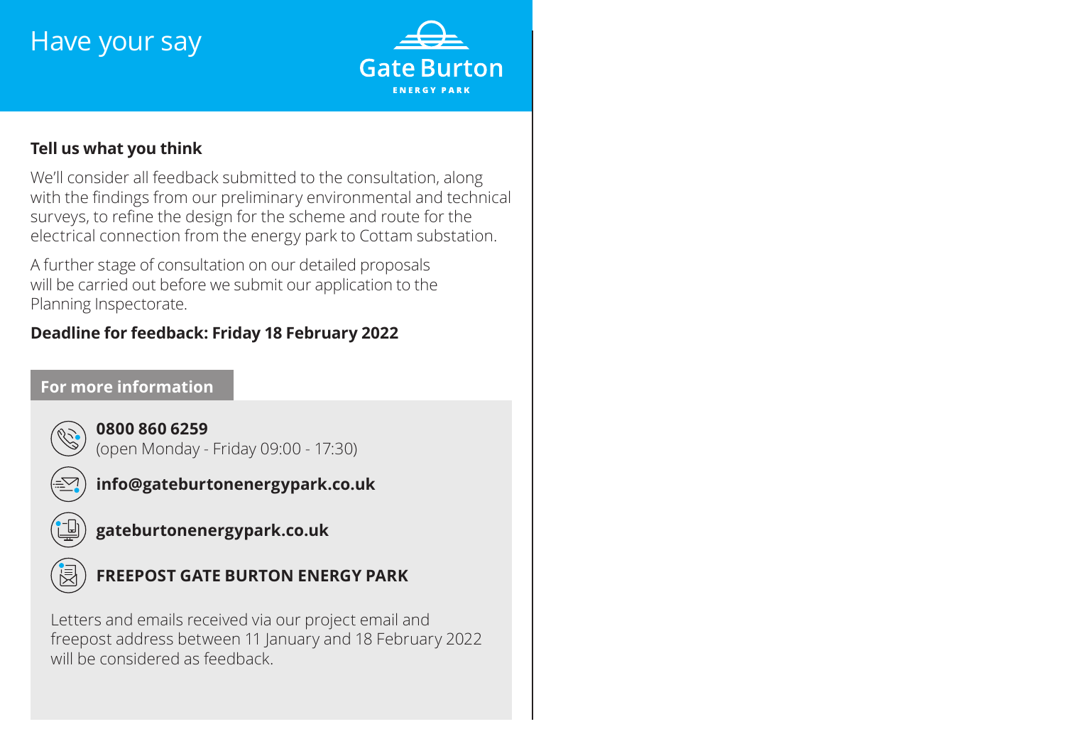# Have your say

Gate Burton
ENERGY PARK

### Tell us what you think

We'll consider all feedback submitted to the consultation, along with the findings from our preliminary environmental and technical surveys, to refine the design for the scheme and route for the electrical connection from the energy park to Cottam substation.

A further stage of consultation on our detailed proposals will be carried out before we submit our application to the Planning Inspectorate.

**Deadline for feedback: Friday 18 February 2022**

### For more information

**0800 860 6259**
(open Monday - Friday 09:00 - 17:30)

**info@gateburtonenergypark.co.uk**

**gateburtonenergypark.co.uk**

**FREEPOST GATE BURTON ENERGY PARK**

Letters and emails received via our project email and freepost address between 11 January and 18 February 2022 will be considered as feedback.